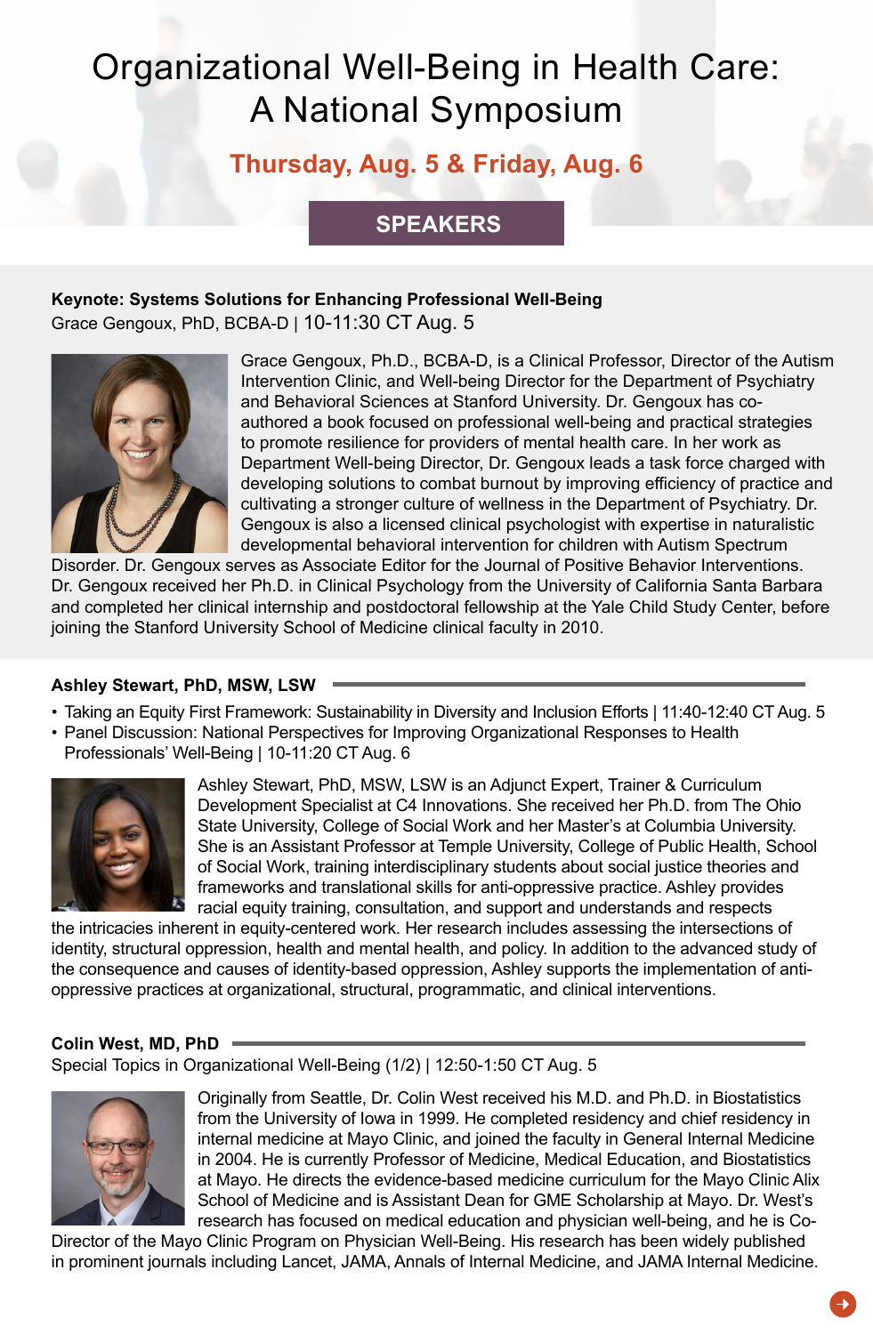# Organizational Well-Being in Health Care: A National Symposium

## Thursday, Aug. 5 & Friday, Aug. 6

## SPEAKERS

**Keynote: Systems Solutions for Enhancing Professional Well-Being**
Grace Gengoux, PhD, BCBA-D | 10-11:30 CT Aug. 5

Grace Gengoux, Ph.D., BCBA-D, is a Clinical Professor, Director of the Autism Intervention Clinic, and Well-being Director for the Department of Psychiatry and Behavioral Sciences at Stanford University. Dr. Gengoux has co-authored a book focused on professional well-being and practical strategies to promote resilience for providers of mental health care. In her work as Department Well-being Director, Dr. Gengoux leads a task force charged with developing solutions to combat burnout by improving efficiency of practice and cultivating a stronger culture of wellness in the Department of Psychiatry. Dr. Gengoux is also a licensed clinical psychologist with expertise in naturalistic developmental behavioral intervention for children with Autism Spectrum Disorder. Dr. Gengoux serves as Associate Editor for the Journal of Positive Behavior Interventions. Dr. Gengoux received her Ph.D. in Clinical Psychology from the University of California Santa Barbara and completed her clinical internship and postdoctoral fellowship at the Yale Child Study Center, before joining the Stanford University School of Medicine clinical faculty in 2010.

**Ashley Stewart, PhD, MSW, LSW**

- Taking an Equity First Framework: Sustainability in Diversity and Inclusion Efforts | 11:40-12:40 CT Aug. 5
- Panel Discussion: National Perspectives for Improving Organizational Responses to Health Professionals' Well-Being | 10-11:20 CT Aug. 6

Ashley Stewart, PhD, MSW, LSW is an Adjunct Expert, Trainer & Curriculum Development Specialist at C4 Innovations. She received her Ph.D. from The Ohio State University, College of Social Work and her Master's at Columbia University. She is an Assistant Professor at Temple University, College of Public Health, School of Social Work, training interdisciplinary students about social justice theories and frameworks and translational skills for anti-oppressive practice. Ashley provides racial equity training, consultation, and support and understands and respects the intricacies inherent in equity-centered work. Her research includes assessing the intersections of identity, structural oppression, health and mental health, and policy. In addition to the advanced study of the consequence and causes of identity-based oppression, Ashley supports the implementation of anti-oppressive practices at organizational, structural, programmatic, and clinical interventions.

**Colin West, MD, PhD**
Special Topics in Organizational Well-Being (1/2) | 12:50-1:50 CT Aug. 5

Originally from Seattle, Dr. Colin West received his M.D. and Ph.D. in Biostatistics from the University of Iowa in 1999. He completed residency and chief residency in internal medicine at Mayo Clinic, and joined the faculty in General Internal Medicine in 2004. He is currently Professor of Medicine, Medical Education, and Biostatistics at Mayo. He directs the evidence-based medicine curriculum for the Mayo Clinic Alix School of Medicine and is Assistant Dean for GME Scholarship at Mayo. Dr. West's research has focused on medical education and physician well-being, and he is Co-Director of the Mayo Clinic Program on Physician Well-Being. His research has been widely published in prominent journals including Lancet, JAMA, Annals of Internal Medicine, and JAMA Internal Medicine.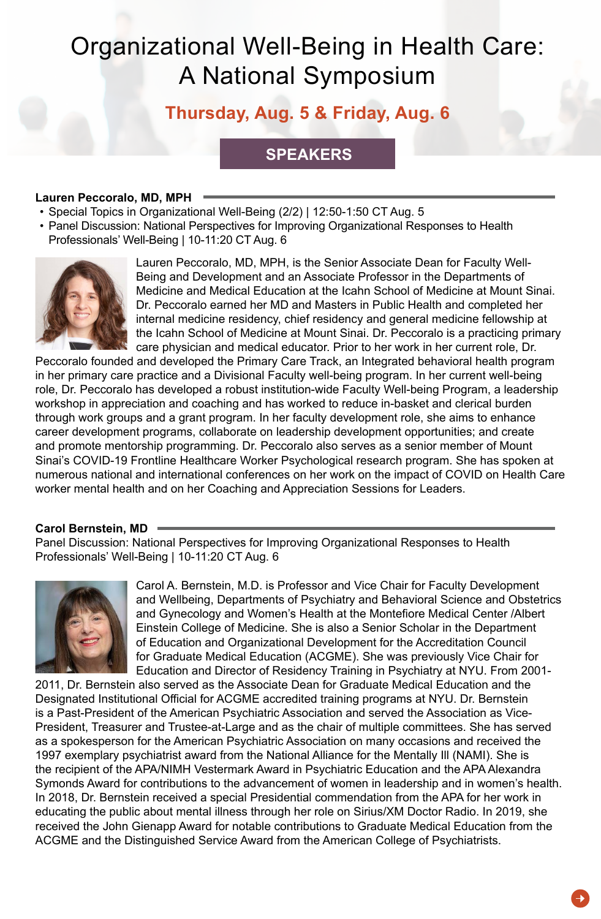# Organizational Well-Being in Health Care: A National Symposium

## Thursday, Aug. 5 & Friday, Aug. 6

## SPEAKERS

**Lauren Peccoralo, MD, MPH**

- Special Topics in Organizational Well-Being (2/2) | 12:50-1:50 CT Aug. 5
- Panel Discussion: National Perspectives for Improving Organizational Responses to Health Professionals' Well-Being | 10-11:20 CT Aug. 6

Lauren Peccoralo, MD, MPH, is the Senior Associate Dean for Faculty Well-Being and Development and an Associate Professor in the Departments of Medicine and Medical Education at the Icahn School of Medicine at Mount Sinai. Dr. Peccoralo earned her MD and Masters in Public Health and completed her internal medicine residency, chief residency and general medicine fellowship at the Icahn School of Medicine at Mount Sinai. Dr. Peccoralo is a practicing primary care physician and medical educator. Prior to her work in her current role, Dr. Peccoralo founded and developed the Primary Care Track, an Integrated behavioral health program in her primary care practice and a Divisional Faculty well-being program. In her current well-being role, Dr. Peccoralo has developed a robust institution-wide Faculty Well-being Program, a leadership workshop in appreciation and coaching and has worked to reduce in-basket and clerical burden through work groups and a grant program. In her faculty development role, she aims to enhance career development programs, collaborate on leadership development opportunities; and create and promote mentorship programming. Dr. Peccoralo also serves as a senior member of Mount Sinai's COVID-19 Frontline Healthcare Worker Psychological research program. She has spoken at numerous national and international conferences on her work on the impact of COVID on Health Care worker mental health and on her Coaching and Appreciation Sessions for Leaders.

**Carol Bernstein, MD**

Panel Discussion: National Perspectives for Improving Organizational Responses to Health Professionals' Well-Being | 10-11:20 CT Aug. 6

Carol A. Bernstein, M.D. is Professor and Vice Chair for Faculty Development and Wellbeing, Departments of Psychiatry and Behavioral Science and Obstetrics and Gynecology and Women's Health at the Montefiore Medical Center /Albert Einstein College of Medicine. She is also a Senior Scholar in the Department of Education and Organizational Development for the Accreditation Council for Graduate Medical Education (ACGME). She was previously Vice Chair for Education and Director of Residency Training in Psychiatry at NYU. From 2001-2011, Dr. Bernstein also served as the Associate Dean for Graduate Medical Education and the Designated Institutional Official for ACGME accredited training programs at NYU. Dr. Bernstein is a Past-President of the American Psychiatric Association and served the Association as Vice-President, Treasurer and Trustee-at-Large and as the chair of multiple committees. She has served as a spokesperson for the American Psychiatric Association on many occasions and received the 1997 exemplary psychiatrist award from the National Alliance for the Mentally Ill (NAMI). She is the recipient of the APA/NIMH Vestermark Award in Psychiatric Education and the APA Alexandra Symonds Award for contributions to the advancement of women in leadership and in women's health. In 2018, Dr. Bernstein received a special Presidential commendation from the APA for her work in educating the public about mental illness through her role on Sirius/XM Doctor Radio. In 2019, she received the John Gienapp Award for notable contributions to Graduate Medical Education from the ACGME and the Distinguished Service Award from the American College of Psychiatrists.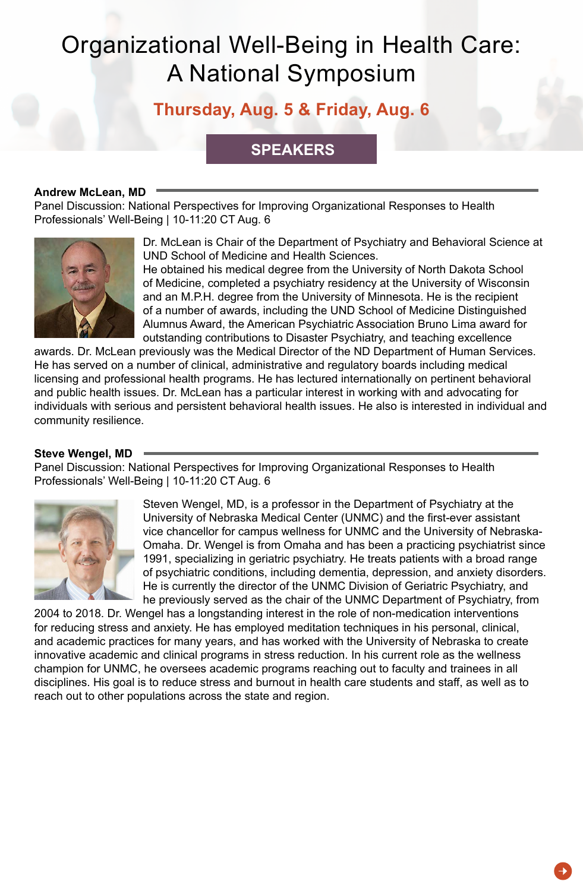# Organizational Well-Being in Health Care: A National Symposium

**Thursday, Aug. 5 & Friday, Aug. 6**

## SPEAKERS

**Andrew McLean, MD**

Panel Discussion: National Perspectives for Improving Organizational Responses to Health Professionals' Well-Being | 10-11:20 CT Aug. 6

Dr. McLean is Chair of the Department of Psychiatry and Behavioral Science at UND School of Medicine and Health Sciences.
He obtained his medical degree from the University of North Dakota School of Medicine, completed a psychiatry residency at the University of Wisconsin and an M.P.H. degree from the University of Minnesota. He is the recipient of a number of awards, including the UND School of Medicine Distinguished Alumnus Award, the American Psychiatric Association Bruno Lima award for outstanding contributions to Disaster Psychiatry, and teaching excellence awards. Dr. McLean previously was the Medical Director of the ND Department of Human Services. He has served on a number of clinical, administrative and regulatory boards including medical licensing and professional health programs. He has lectured internationally on pertinent behavioral and public health issues. Dr. McLean has a particular interest in working with and advocating for individuals with serious and persistent behavioral health issues. He also is interested in individual and community resilience.

**Steve Wengel, MD**

Panel Discussion: National Perspectives for Improving Organizational Responses to Health Professionals' Well-Being | 10-11:20 CT Aug. 6

Steven Wengel, MD, is a professor in the Department of Psychiatry at the University of Nebraska Medical Center (UNMC) and the first-ever assistant vice chancellor for campus wellness for UNMC and the University of Nebraska-Omaha. Dr. Wengel is from Omaha and has been a practicing psychiatrist since 1991, specializing in geriatric psychiatry. He treats patients with a broad range of psychiatric conditions, including dementia, depression, and anxiety disorders. He is currently the director of the UNMC Division of Geriatric Psychiatry, and he previously served as the chair of the UNMC Department of Psychiatry, from 2004 to 2018. Dr. Wengel has a longstanding interest in the role of non-medication interventions for reducing stress and anxiety. He has employed meditation techniques in his personal, clinical, and academic practices for many years, and has worked with the University of Nebraska to create innovative academic and clinical programs in stress reduction. In his current role as the wellness champion for UNMC, he oversees academic programs reaching out to faculty and trainees in all disciplines. His goal is to reduce stress and burnout in health care students and staff, as well as to reach out to other populations across the state and region.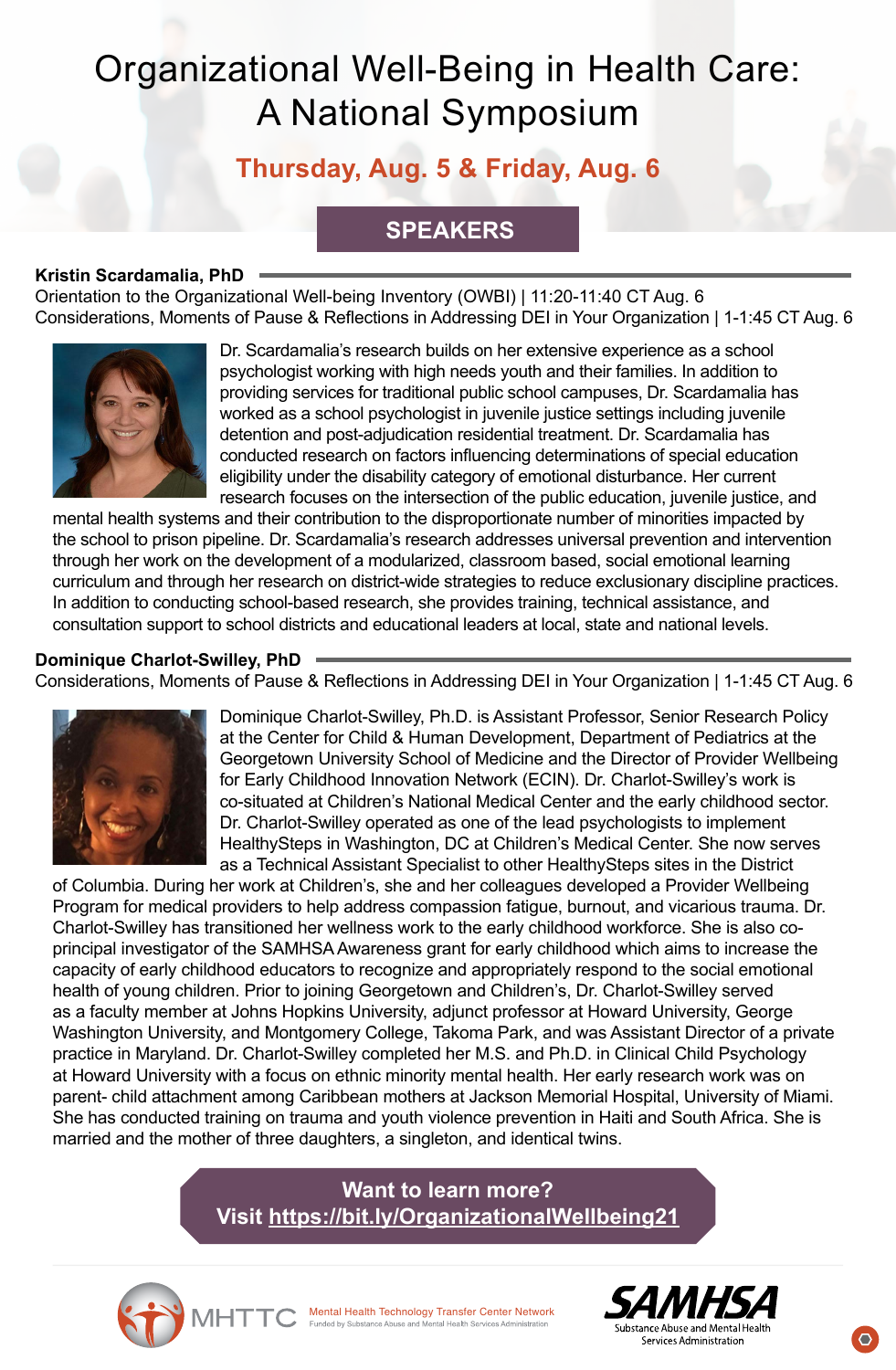# Organizational Well-Being in Health Care: A National Symposium

## Thursday, Aug. 5 & Friday, Aug. 6

## SPEAKERS

### Kristin Scardamalia, PhD

Orientation to the Organizational Well-being Inventory (OWBI) | 11:20-11:40 CT Aug. 6
Considerations, Moments of Pause & Reflections in Addressing DEI in Your Organization | 1-1:45 CT Aug. 6

Dr. Scardamalia's research builds on her extensive experience as a school psychologist working with high needs youth and their families. In addition to providing services for traditional public school campuses, Dr. Scardamalia has worked as a school psychologist in juvenile justice settings including juvenile detention and post-adjudication residential treatment. Dr. Scardamalia has conducted research on factors influencing determinations of special education eligibility under the disability category of emotional disturbance. Her current research focuses on the intersection of the public education, juvenile justice, and mental health systems and their contribution to the disproportionate number of minorities impacted by the school to prison pipeline. Dr. Scardamalia's research addresses universal prevention and intervention through her work on the development of a modularized, classroom based, social emotional learning curriculum and through her research on district-wide strategies to reduce exclusionary discipline practices. In addition to conducting school-based research, she provides training, technical assistance, and consultation support to school districts and educational leaders at local, state and national levels.

### Dominique Charlot-Swilley, PhD

Considerations, Moments of Pause & Reflections in Addressing DEI in Your Organization | 1-1:45 CT Aug. 6

Dominique Charlot-Swilley, Ph.D. is Assistant Professor, Senior Research Policy at the Center for Child & Human Development, Department of Pediatrics at the Georgetown University School of Medicine and the Director of Provider Wellbeing for Early Childhood Innovation Network (ECIN). Dr. Charlot-Swilley's work is co-situated at Children's National Medical Center and the early childhood sector. Dr. Charlot-Swilley operated as one of the lead psychologists to implement HealthySteps in Washington, DC at Children's Medical Center. She now serves as a Technical Assistant Specialist to other HealthySteps sites in the District of Columbia. During her work at Children's, she and her colleagues developed a Provider Wellbeing Program for medical providers to help address compassion fatigue, burnout, and vicarious trauma. Dr. Charlot-Swilley has transitioned her wellness work to the early childhood workforce. She is also co-principal investigator of the SAMHSA Awareness grant for early childhood which aims to increase the capacity of early childhood educators to recognize and appropriately respond to the social emotional health of young children. Prior to joining Georgetown and Children's, Dr. Charlot-Swilley served as a faculty member at Johns Hopkins University, adjunct professor at Howard University, George Washington University, and Montgomery College, Takoma Park, and was Assistant Director of a private practice in Maryland. Dr. Charlot-Swilley completed her M.S. and Ph.D. in Clinical Child Psychology at Howard University with a focus on ethnic minority mental health. Her early research work was on parent- child attachment among Caribbean mothers at Jackson Memorial Hospital, University of Miami. She has conducted training on trauma and youth violence prevention in Haiti and South Africa. She is married and the mother of three daughters, a singleton, and identical twins.

**Want to learn more?**
**Visit https://bit.ly/OrganizationalWellbeing21**

MHTTC Mental Health Technology Transfer Center Network
Funded by Substance Abuse and Mental Health Services Administration

SAMHSA Substance Abuse and Mental Health Services Administration